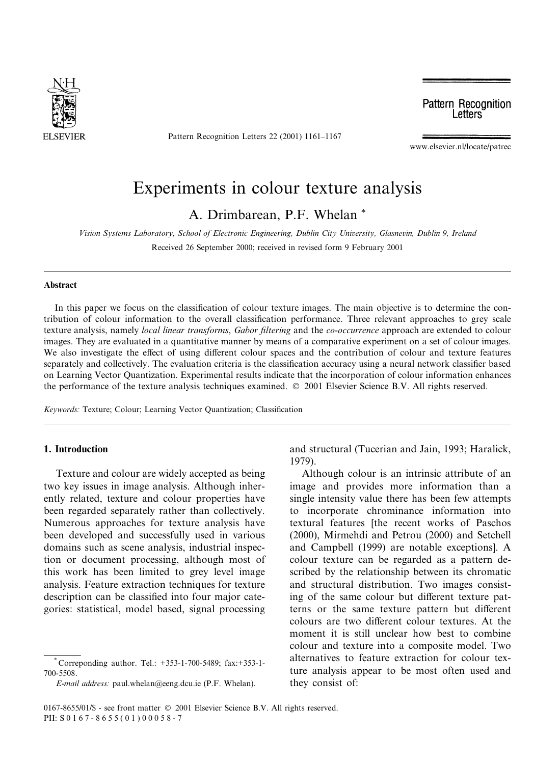# Experiments in colour texture analysis

A. Drimbarean, P.F. Whelan *

*Vision Systems Laboratory, School of Electronic Engineering, Dublin City University, Glasnevin, Dublin 9, Ireland*

Received 26 September 2000; received in revised form 9 February 2001

---

### Abstract

In this paper we focus on the classification of colour texture images. The main objective is to determine the contribution of colour information to the overall classification performance. Three relevant approaches to grey scale texture analysis, namely *local linear transforms*, *Gabor filtering* and the *co-occurrence* approach are extended to colour images. They are evaluated in a quantitative manner by means of a comparative experiment on a set of colour images. We also investigate the effect of using different colour spaces and the contribution of colour and texture features separately and collectively. The evaluation criteria is the classification accuracy using a neural network classifier based on Learning Vector Quantization. Experimental results indicate that the incorporation of colour information enhances the performance of the texture analysis techniques examined. © 2001 Elsevier Science B.V. All rights reserved.

*Keywords:* Texture; Colour; Learning Vector Quantization; Classification

---

## 1. Introduction

Texture and colour are widely accepted as being two key issues in image analysis. Although inherently related, texture and colour properties have been regarded separately rather than collectively. Numerous approaches for texture analysis have been developed and successfully used in various domains such as scene analysis, industrial inspection or document processing, although most of this work has been limited to grey level image analysis. Feature extraction techniques for texture description can be classified into four major categories: statistical, model based, signal processing and structural (Tucerian and Jain, 1993; Haralick, 1979).

Although colour is an intrinsic attribute of an image and provides more information than a single intensity value there has been few attempts to incorporate chrominance information into textural features [the recent works of Paschos (2000), Mirmehdi and Petrou (2000) and Setchell and Campbell (1999) are notable exceptions]. A colour texture can be regarded as a pattern described by the relationship between its chromatic and structural distribution. Two images consisting of the same colour but different texture patterns or the same texture pattern but different colours are two different colour textures. At the moment it is still unclear how best to combine colour and texture into a composite model. Two alternatives to feature extraction for colour texture analysis appear to be most often used and they consist of:

---

* Correponding author. Tel.: +353-1-700-5489; fax:+353-1-700-5508.

*E-mail address:* paul.whelan@eeng.dcu.ie (P.F. Whelan).

0167-8655/01/$ - see front matter © 2001 Elsevier Science B.V. All rights reserved.
PII: S0167-8655(01)00058-7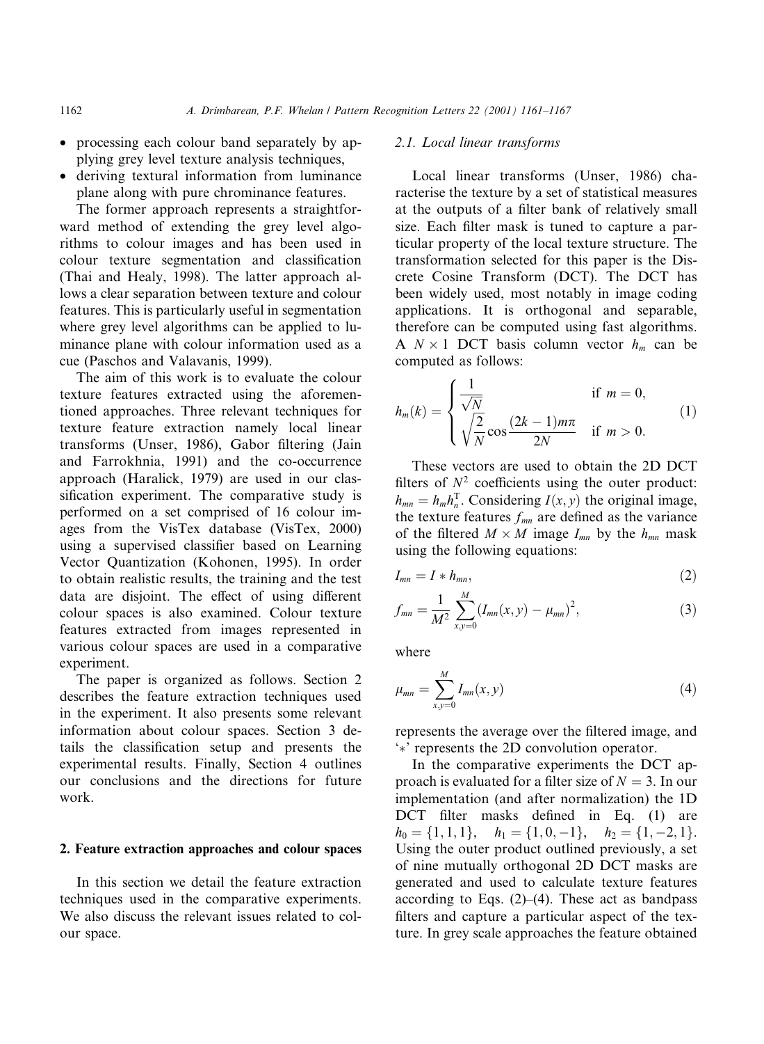- processing each colour band separately by applying grey level texture analysis techniques,
- deriving textural information from luminance plane along with pure chrominance features.

The former approach represents a straightforward method of extending the grey level algorithms to colour images and has been used in colour texture segmentation and classification (Thai and Healy, 1998). The latter approach allows a clear separation between texture and colour features. This is particularly useful in segmentation where grey level algorithms can be applied to luminance plane with colour information used as a cue (Paschos and Valavanis, 1999).

The aim of this work is to evaluate the colour texture features extracted using the aforementioned approaches. Three relevant techniques for texture feature extraction namely local linear transforms (Unser, 1986), Gabor filtering (Jain and Farrokhnia, 1991) and the co-occurrence approach (Haralick, 1979) are used in our classification experiment. The comparative study is performed on a set comprised of 16 colour images from the VisTex database (VisTex, 2000) using a supervised classifier based on Learning Vector Quantization (Kohonen, 1995). In order to obtain realistic results, the training and the test data are disjoint. The effect of using different colour spaces is also examined. Colour texture features extracted from images represented in various colour spaces are used in a comparative experiment.

The paper is organized as follows. Section 2 describes the feature extraction techniques used in the experiment. It also presents some relevant information about colour spaces. Section 3 details the classification setup and presents the experimental results. Finally, Section 4 outlines our conclusions and the directions for future work.

## 2. Feature extraction approaches and colour spaces

In this section we detail the feature extraction techniques used in the comparative experiments. We also discuss the relevant issues related to colour space.

### 2.1. Local linear transforms

Local linear transforms (Unser, 1986) characterise the texture by a set of statistical measures at the outputs of a filter bank of relatively small size. Each filter mask is tuned to capture a particular property of the local texture structure. The transformation selected for this paper is the Discrete Cosine Transform (DCT). The DCT has been widely used, most notably in image coding applications. It is orthogonal and separable, therefore can be computed using fast algorithms. A $N \times 1$ DCT basis column vector $h_m$ can be computed as follows:

$$h_m(k) = \begin{cases} \dfrac{1}{\sqrt{N}} & \text{if } m = 0, \\ \sqrt{\dfrac{2}{N}} \cos \dfrac{(2k-1)m\pi}{2N} & \text{if } m > 0. \end{cases} \tag{1}$$

These vectors are used to obtain the 2D DCT filters of $N^2$ coefficients using the outer product: $h_{mn} = h_m h_n^{\mathrm{T}}$. Considering $I(x, y)$ the original image, the texture features $f_{mn}$ are defined as the variance of the filtered $M \times M$ image $I_{mn}$ by the $h_{mn}$ mask using the following equations:

$$I_{mn} = I * h_{mn}, \tag{2}$$

$$f_{mn} = \frac{1}{M^2} \sum_{x,y=0}^{M} (I_{mn}(x, y) - \mu_{mn})^2, \tag{3}$$

where

$$\mu_{mn} = \sum_{x,y=0}^{M} I_{mn}(x, y) \tag{4}$$

represents the average over the filtered image, and '$*$' represents the 2D convolution operator.

In the comparative experiments the DCT approach is evaluated for a filter size of $N = 3$. In our implementation (and after normalization) the 1D DCT filter masks defined in Eq. (1) are $h_0 = \{1, 1, 1\}$, $h_1 = \{1, 0, -1\}$, $h_2 = \{1, -2, 1\}$. Using the outer product outlined previously, a set of nine mutually orthogonal 2D DCT masks are generated and used to calculate texture features according to Eqs. (2)–(4). These act as bandpass filters and capture a particular aspect of the texture. In grey scale approaches the feature obtained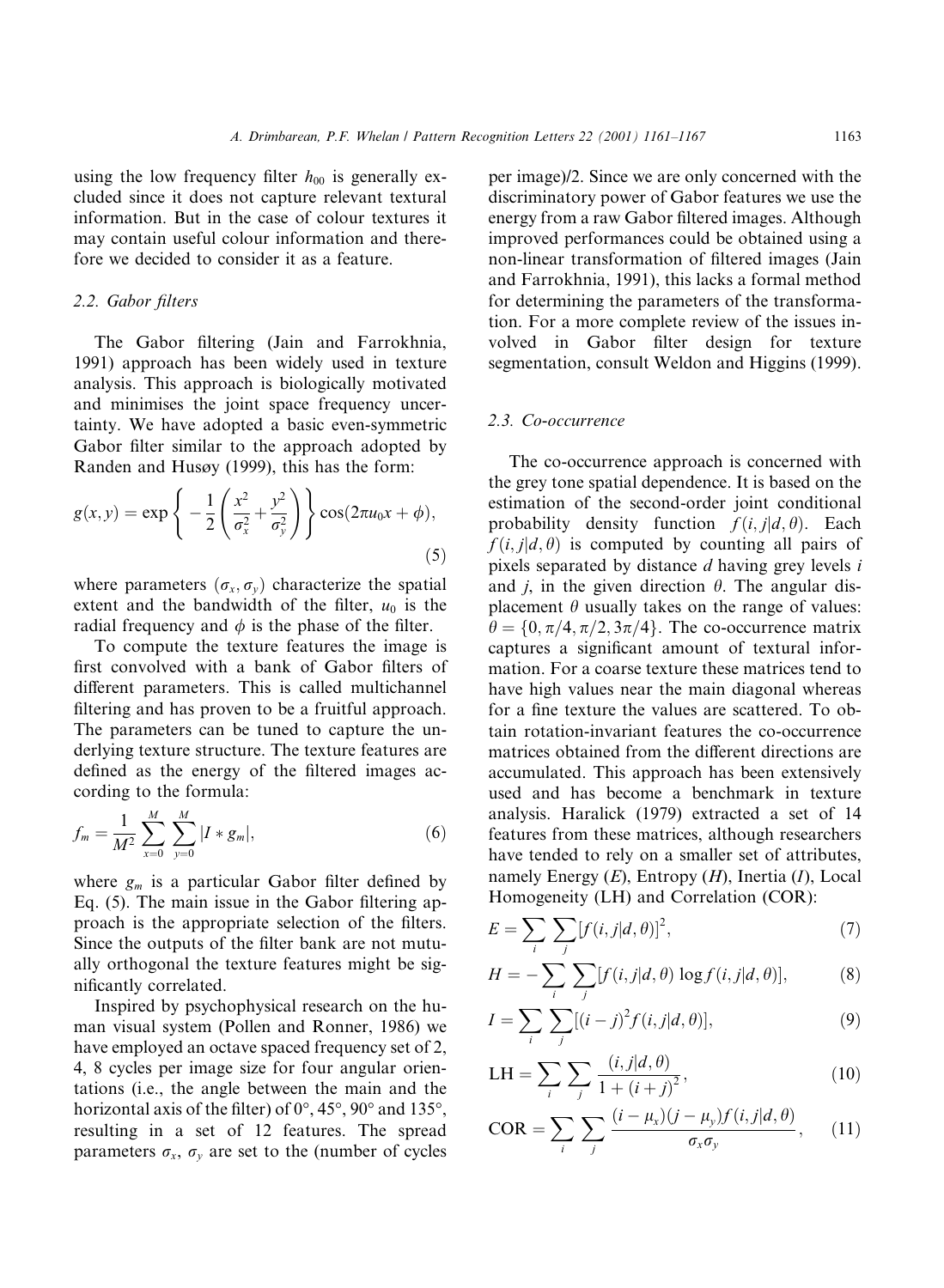using the low frequency filter $h_{00}$ is generally excluded since it does not capture relevant textural information. But in the case of colour textures it may contain useful colour information and therefore we decided to consider it as a feature.

### 2.2. Gabor filters

The Gabor filtering (Jain and Farrokhnia, 1991) approach has been widely used in texture analysis. This approach is biologically motivated and minimises the joint space frequency uncertainty. We have adopted a basic even-symmetric Gabor filter similar to the approach adopted by Randen and Husøy (1999), this has the form:

$$g(x,y) = \exp\left\{-\frac{1}{2}\left(\frac{x^2}{\sigma_x^2} + \frac{y^2}{\sigma_y^2}\right)\right\}\cos(2\pi u_0 x + \phi), \tag{5}$$

where parameters $(\sigma_x, \sigma_y)$ characterize the spatial extent and the bandwidth of the filter, $u_0$ is the radial frequency and $\phi$ is the phase of the filter.

To compute the texture features the image is first convolved with a bank of Gabor filters of different parameters. This is called multichannel filtering and has proven to be a fruitful approach. The parameters can be tuned to capture the underlying texture structure. The texture features are defined as the energy of the filtered images according to the formula:

$$f_m = \frac{1}{M^2}\sum_{x=0}^{M}\sum_{y=0}^{M}|I * g_m|, \tag{6}$$

where $g_m$ is a particular Gabor filter defined by Eq. (5). The main issue in the Gabor filtering approach is the appropriate selection of the filters. Since the outputs of the filter bank are not mutually orthogonal the texture features might be significantly correlated.

Inspired by psychophysical research on the human visual system (Pollen and Ronner, 1986) we have employed an octave spaced frequency set of 2, 4, 8 cycles per image size for four angular orientations (i.e., the angle between the main and the horizontal axis of the filter) of 0°, 45°, 90° and 135°, resulting in a set of 12 features. The spread parameters $\sigma_x$, $\sigma_y$ are set to the (number of cycles per image)/2. Since we are only concerned with the discriminatory power of Gabor features we use the energy from a raw Gabor filtered images. Although improved performances could be obtained using a non-linear transformation of filtered images (Jain and Farrokhnia, 1991), this lacks a formal method for determining the parameters of the transformation. For a more complete review of the issues involved in Gabor filter design for texture segmentation, consult Weldon and Higgins (1999).

### 2.3. Co-occurrence

The co-occurrence approach is concerned with the grey tone spatial dependence. It is based on the estimation of the second-order joint conditional probability density function $f(i,j|d,\theta)$. Each $f(i,j|d,\theta)$ is computed by counting all pairs of pixels separated by distance $d$ having grey levels $i$ and $j$, in the given direction $\theta$. The angular displacement $\theta$ usually takes on the range of values: $\theta = \{0, \pi/4, \pi/2, 3\pi/4\}$. The co-occurrence matrix captures a significant amount of textural information. For a coarse texture these matrices tend to have high values near the main diagonal whereas for a fine texture the values are scattered. To obtain rotation-invariant features the co-occurrence matrices obtained from the different directions are accumulated. This approach has been extensively used and has become a benchmark in texture analysis. Haralick (1979) extracted a set of 14 features from these matrices, although researchers have tended to rely on a smaller set of attributes, namely Energy ($E$), Entropy ($H$), Inertia ($I$), Local Homogeneity (LH) and Correlation (COR):

$$E = \sum_i \sum_j [f(i,j|d,\theta)]^2, \tag{7}$$

$$H = -\sum_i \sum_j [f(i,j|d,\theta)\log f(i,j|d,\theta)], \tag{8}$$

$$I = \sum_i \sum_j [(i-j)^2 f(i,j|d,\theta)], \tag{9}$$

$$\mathrm{LH} = \sum_i \sum_j \frac{(i,j|d,\theta)}{1+(i+j)^2}, \tag{10}$$

$$\mathrm{COR} = \sum_i \sum_j \frac{(i-\mu_x)(j-\mu_y)f(i,j|d,\theta)}{\sigma_x \sigma_y}, \tag{11}$$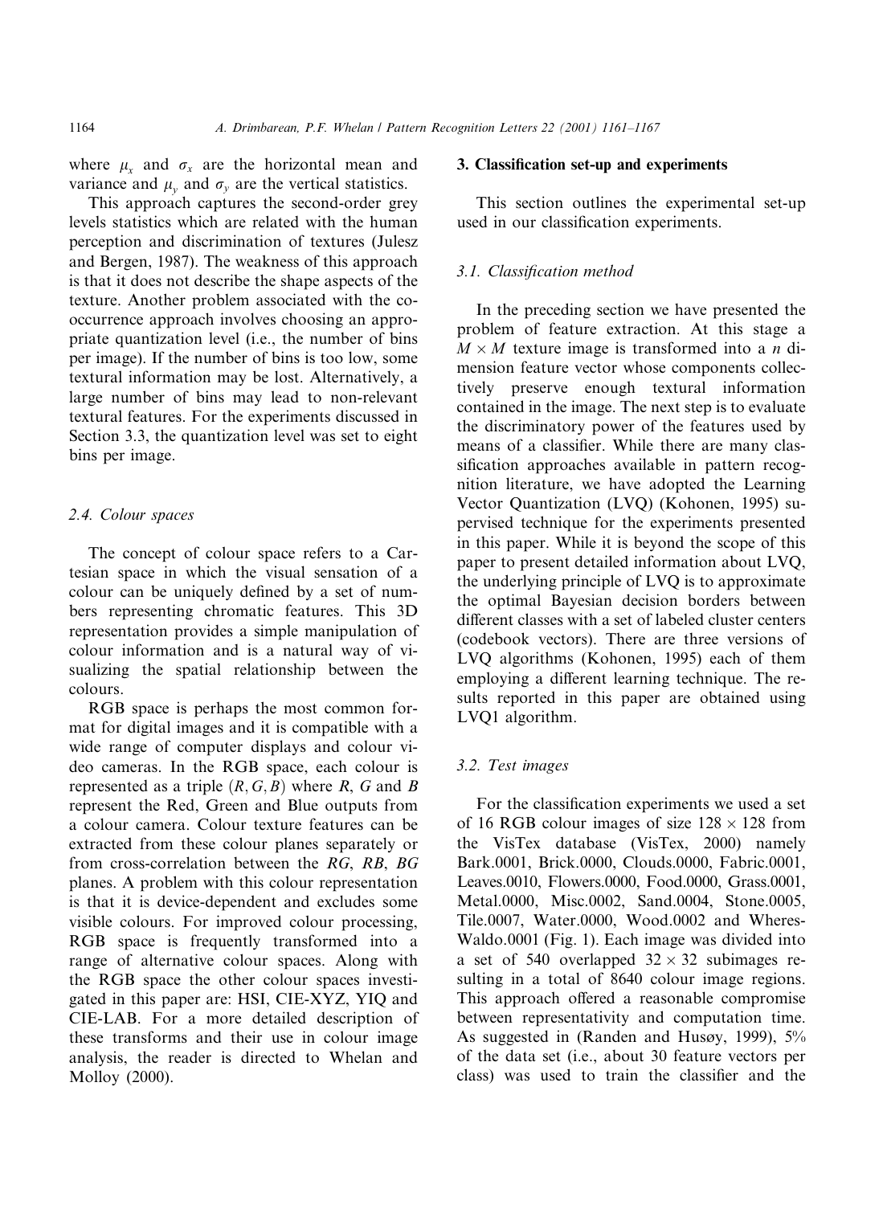where $\mu_x$ and $\sigma_x$ are the horizontal mean and variance and $\mu_y$ and $\sigma_y$ are the vertical statistics.

This approach captures the second-order grey levels statistics which are related with the human perception and discrimination of textures (Julesz and Bergen, 1987). The weakness of this approach is that it does not describe the shape aspects of the texture. Another problem associated with the co-occurrence approach involves choosing an appropriate quantization level (i.e., the number of bins per image). If the number of bins is too low, some textural information may be lost. Alternatively, a large number of bins may lead to non-relevant textural features. For the experiments discussed in Section 3.3, the quantization level was set to eight bins per image.

### 2.4. Colour spaces

The concept of colour space refers to a Cartesian space in which the visual sensation of a colour can be uniquely defined by a set of numbers representing chromatic features. This 3D representation provides a simple manipulation of colour information and is a natural way of visualizing the spatial relationship between the colours.

RGB space is perhaps the most common format for digital images and it is compatible with a wide range of computer displays and colour video cameras. In the RGB space, each colour is represented as a triple $(R, G, B)$ where $R$, $G$ and $B$ represent the Red, Green and Blue outputs from a colour camera. Colour texture features can be extracted from these colour planes separately or from cross-correlation between the $RG$, $RB$, $BG$ planes. A problem with this colour representation is that it is device-dependent and excludes some visible colours. For improved colour processing, RGB space is frequently transformed into a range of alternative colour spaces. Along with the RGB space the other colour spaces investigated in this paper are: HSI, CIE-XYZ, YIQ and CIE-LAB. For a more detailed description of these transforms and their use in colour image analysis, the reader is directed to Whelan and Molloy (2000).

## 3. Classification set-up and experiments

This section outlines the experimental set-up used in our classification experiments.

### 3.1. Classification method

In the preceding section we have presented the problem of feature extraction. At this stage a $M \times M$ texture image is transformed into a $n$ dimension feature vector whose components collectively preserve enough textural information contained in the image. The next step is to evaluate the discriminatory power of the features used by means of a classifier. While there are many classification approaches available in pattern recognition literature, we have adopted the Learning Vector Quantization (LVQ) (Kohonen, 1995) supervised technique for the experiments presented in this paper. While it is beyond the scope of this paper to present detailed information about LVQ, the underlying principle of LVQ is to approximate the optimal Bayesian decision borders between different classes with a set of labeled cluster centers (codebook vectors). There are three versions of LVQ algorithms (Kohonen, 1995) each of them employing a different learning technique. The results reported in this paper are obtained using LVQ1 algorithm.

### 3.2. Test images

For the classification experiments we used a set of 16 RGB colour images of size $128 \times 128$ from the VisTex database (VisTex, 2000) namely Bark.0001, Brick.0000, Clouds.0000, Fabric.0001, Leaves.0010, Flowers.0000, Food.0000, Grass.0001, Metal.0000, Misc.0002, Sand.0004, Stone.0005, Tile.0007, Water.0000, Wood.0002 and WheresWaldo.0001 (Fig. 1). Each image was divided into a set of 540 overlapped $32 \times 32$ subimages resulting in a total of 8640 colour image regions. This approach offered a reasonable compromise between representativity and computation time. As suggested in (Randen and Husøy, 1999), 5% of the data set (i.e., about 30 feature vectors per class) was used to train the classifier and the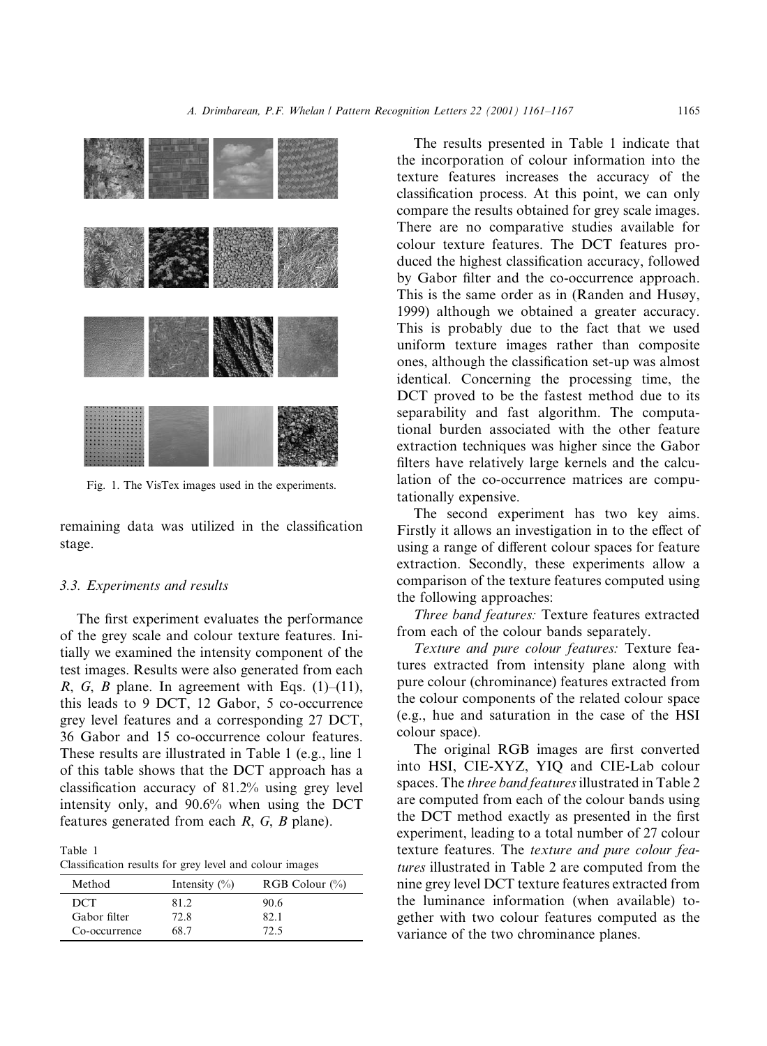Fig. 1. The VisTex images used in the experiments.

remaining data was utilized in the classification stage.

### 3.3. Experiments and results

The first experiment evaluates the performance of the grey scale and colour texture features. Initially we examined the intensity component of the test images. Results were also generated from each $R$, $G$, $B$ plane. In agreement with Eqs. (1)–(11), this leads to 9 DCT, 12 Gabor, 5 co-occurrence grey level features and a corresponding 27 DCT, 36 Gabor and 15 co-occurrence colour features. These results are illustrated in Table 1 (e.g., line 1 of this table shows that the DCT approach has a classification accuracy of 81.2% using grey level intensity only, and 90.6% when using the DCT features generated from each $R$, $G$, $B$ plane).

Table 1
Classification results for grey level and colour images

| Method | Intensity (%) | RGB Colour (%) |
|---|---|---|
| DCT | 81.2 | 90.6 |
| Gabor filter | 72.8 | 82.1 |
| Co-occurrence | 68.7 | 72.5 |

The results presented in Table 1 indicate that the incorporation of colour information into the texture features increases the accuracy of the classification process. At this point, we can only compare the results obtained for grey scale images. There are no comparative studies available for colour texture features. The DCT features produced the highest classification accuracy, followed by Gabor filter and the co-occurrence approach. This is the same order as in (Randen and Husøy, 1999) although we obtained a greater accuracy. This is probably due to the fact that we used uniform texture images rather than composite ones, although the classification set-up was almost identical. Concerning the processing time, the DCT proved to be the fastest method due to its separability and fast algorithm. The computational burden associated with the other feature extraction techniques was higher since the Gabor filters have relatively large kernels and the calculation of the co-occurrence matrices are computationally expensive.

The second experiment has two key aims. Firstly it allows an investigation in to the effect of using a range of different colour spaces for feature extraction. Secondly, these experiments allow a comparison of the texture features computed using the following approaches:

*Three band features:* Texture features extracted from each of the colour bands separately.

*Texture and pure colour features:* Texture features extracted from intensity plane along with pure colour (chrominance) features extracted from the colour components of the related colour space (e.g., hue and saturation in the case of the HSI colour space).

The original RGB images are first converted into HSI, CIE-XYZ, YIQ and CIE-Lab colour spaces. The *three band features* illustrated in Table 2 are computed from each of the colour bands using the DCT method exactly as presented in the first experiment, leading to a total number of 27 colour texture features. The *texture and pure colour features* illustrated in Table 2 are computed from the nine grey level DCT texture features extracted from the luminance information (when available) together with two colour features computed as the variance of the two chrominance planes.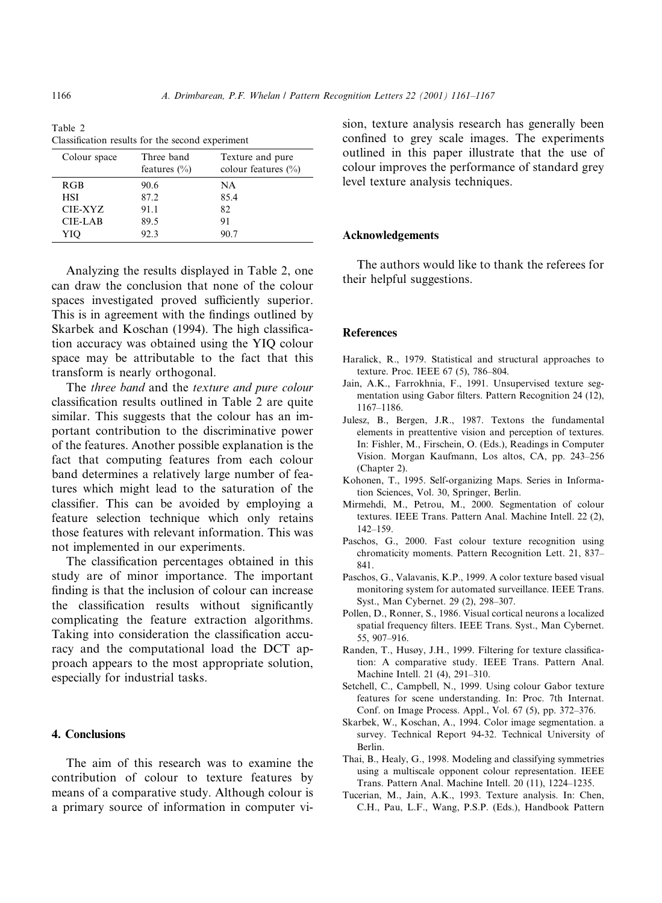Table 2
Classification results for the second experiment

| Colour space | Three band features (%) | Texture and pure colour features (%) |
|---|---|---|
| RGB | 90.6 | NA |
| HSI | 87.2 | 85.4 |
| CIE-XYZ | 91.1 | 82 |
| CIE-LAB | 89.5 | 91 |
| YIQ | 92.3 | 90.7 |

Analyzing the results displayed in Table 2, one can draw the conclusion that none of the colour spaces investigated proved sufficiently superior. This is in agreement with the findings outlined by Skarbek and Koschan (1994). The high classification accuracy was obtained using the YIQ colour space may be attributable to the fact that this transform is nearly orthogonal.

The *three band* and the *texture and pure colour* classification results outlined in Table 2 are quite similar. This suggests that the colour has an important contribution to the discriminative power of the features. Another possible explanation is the fact that computing features from each colour band determines a relatively large number of features which might lead to the saturation of the classifier. This can be avoided by employing a feature selection technique which only retains those features with relevant information. This was not implemented in our experiments.

The classification percentages obtained in this study are of minor importance. The important finding is that the inclusion of colour can increase the classification results without significantly complicating the feature extraction algorithms. Taking into consideration the classification accuracy and the computational load the DCT approach appears to the most appropriate solution, especially for industrial tasks.

## 4. Conclusions

The aim of this research was to examine the contribution of colour to texture features by means of a comparative study. Although colour is a primary source of information in computer vision, texture analysis research has generally been confined to grey scale images. The experiments outlined in this paper illustrate that the use of colour improves the performance of standard grey level texture analysis techniques.

## Acknowledgements

The authors would like to thank the referees for their helpful suggestions.

## References

Haralick, R., 1979. Statistical and structural approaches to texture. Proc. IEEE 67 (5), 786–804.

Jain, A.K., Farrokhnia, F., 1991. Unsupervised texture segmentation using Gabor filters. Pattern Recognition 24 (12), 1167–1186.

Julesz, B., Bergen, J.R., 1987. Textons the fundamental elements in preattentive vision and perception of textures. In: Fishler, M., Firschein, O. (Eds.), Readings in Computer Vision. Morgan Kaufmann, Los altos, CA, pp. 243–256 (Chapter 2).

Kohonen, T., 1995. Self-organizing Maps. Series in Information Sciences, Vol. 30, Springer, Berlin.

Mirmehdi, M., Petrou, M., 2000. Segmentation of colour textures. IEEE Trans. Pattern Anal. Machine Intell. 22 (2), 142–159.

Paschos, G., 2000. Fast colour texture recognition using chromaticity moments. Pattern Recognition Lett. 21, 837–841.

Paschos, G., Valavanis, K.P., 1999. A color texture based visual monitoring system for automated surveillance. IEEE Trans. Syst., Man Cybernet. 29 (2), 298–307.

Pollen, D., Ronner, S., 1986. Visual cortical neurons a localized spatial frequency filters. IEEE Trans. Syst., Man Cybernet. 55, 907–916.

Randen, T., Husøy, J.H., 1999. Filtering for texture classification: A comparative study. IEEE Trans. Pattern Anal. Machine Intell. 21 (4), 291–310.

Setchell, C., Campbell, N., 1999. Using colour Gabor texture features for scene understanding. In: Proc. 7th Internat. Conf. on Image Process. Appl., Vol. 67 (5), pp. 372–376.

Skarbek, W., Koschan, A., 1994. Color image segmentation. a survey. Technical Report 94-32. Technical University of Berlin.

Thai, B., Healy, G., 1998. Modeling and classifying symmetries using a multiscale opponent colour representation. IEEE Trans. Pattern Anal. Machine Intell. 20 (11), 1224–1235.

Tucerian, M., Jain, A.K., 1993. Texture analysis. In: Chen, C.H., Pau, L.F., Wang, P.S.P. (Eds.), Handbook Pattern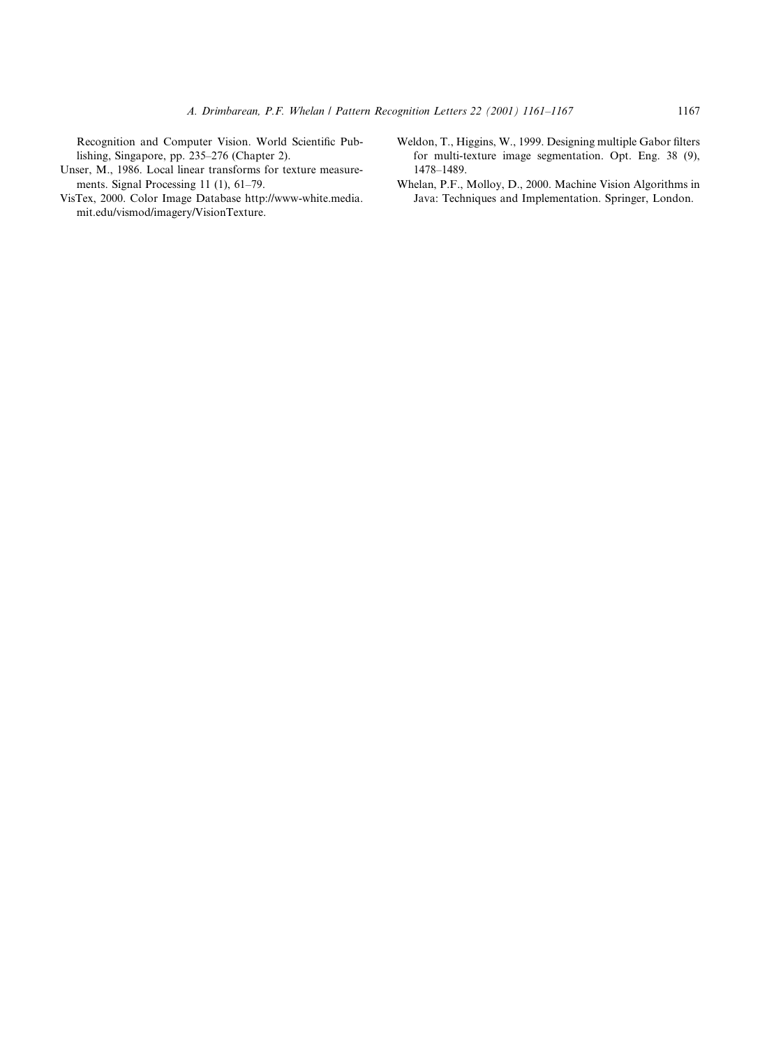Recognition and Computer Vision. World Scientific Publishing, Singapore, pp. 235–276 (Chapter 2).

Unser, M., 1986. Local linear transforms for texture measurements. Signal Processing 11 (1), 61–79.

VisTex, 2000. Color Image Database http://www-white.media.mit.edu/vismod/imagery/VisionTexture.

Weldon, T., Higgins, W., 1999. Designing multiple Gabor filters for multi-texture image segmentation. Opt. Eng. 38 (9), 1478–1489.

Whelan, P.F., Molloy, D., 2000. Machine Vision Algorithms in Java: Techniques and Implementation. Springer, London.